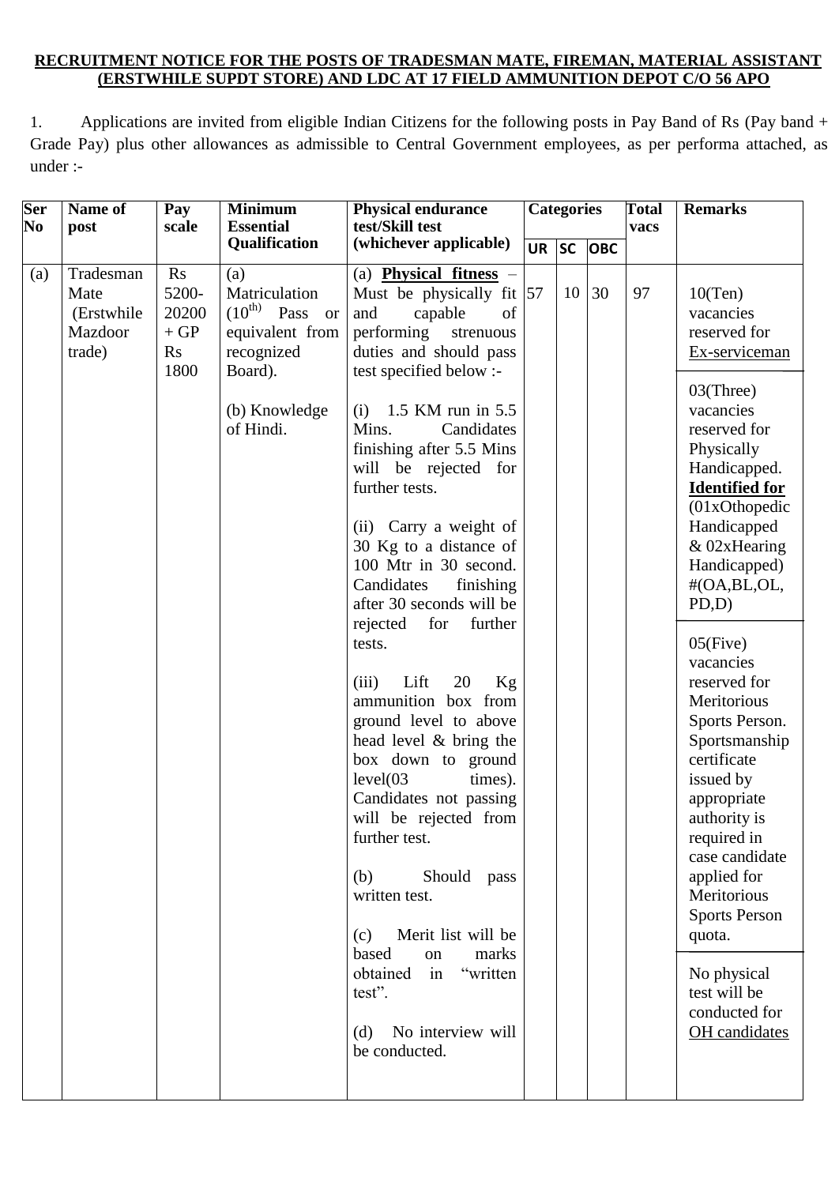**RECRUITMENT NOTICE FOR THE POSTS OF TRADESMAN MATE, FIREMAN, MATERIAL ASSISTANT (ERSTWHILE SUPDT STORE) AND LDC AT 17 FIELD AMMUNITION DEPOT C/O 56 APO**

1. Applications are invited from eligible Indian Citizens for the following posts in Pay Band of Rs (Pay band + Grade Pay) plus other allowances as admissible to Central Government employees, as per performa attached, as under :-

| Ser No | Name of post | Pay scale | Minimum Essential Qualification | Physical endurance test/Skill test (whichever applicable) | Categories | | | Total vacs | Remarks |
|---|---|---|---|---|---|---|---|---|---|
| | | | | | UR | SC | OBC | | |
| (a) | Tradesman Mate (Erstwhile Mazdoor trade) | Rs 5200-20200 + GP Rs 1800 | (a) Matriculation (10th) Pass or equivalent from recognized Board).<br><br>(b) Knowledge of Hindi. | (a) **Physical fitness** – Must be physically fit and capable of performing strenuous duties and should pass test specified below :-<br><br>(i) 1.5 KM run in 5.5 Mins. Candidates finishing after 5.5 Mins will be rejected for further tests.<br><br>(ii) Carry a weight of 30 Kg to a distance of 100 Mtr in 30 second. Candidates finishing after 30 seconds will be rejected for further tests.<br><br>(iii) Lift 20 Kg ammunition box from ground level to above head level & bring the box down to ground level(03 times). Candidates not passing will be rejected from further test.<br><br>(b) Should pass written test.<br><br>(c) Merit list will be based on marks obtained in "written test".<br><br>(d) No interview will be conducted. | 57 | 10 | 30 | 97 | 10(Ten) vacancies reserved for Ex-serviceman<br><br>03(Three) vacancies reserved for Physically Handicapped. **Identified for** (01xOthopedic Handicapped & 02xHearing Handicapped) #(OA,BL,OL, PD,D)<br><br>05(Five) vacancies reserved for Meritorious Sports Person. Sportsmanship certificate issued by appropriate authority is required in case candidate applied for Meritorious Sports Person quota.<br><br>No physical test will be conducted for OH candidates |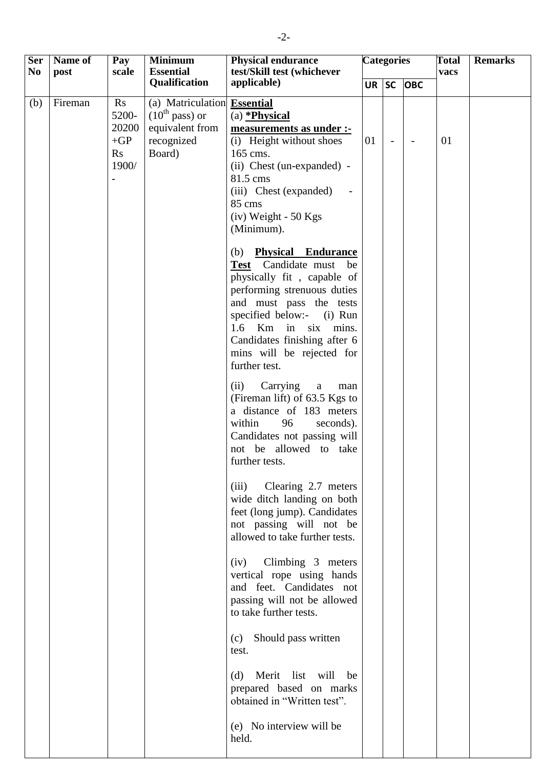| Ser No | Name of post | Pay scale | Minimum Essential Qualification | Physical endurance test/Skill test (whichever applicable) | Categories | | | Total vacs | Remarks |
|---|---|---|---|---|---|---|---|---|---|
| | | | | | UR | SC | OBC | | |
| (b) | Fireman | Rs 5200-20200 +GP Rs 1900/- | (a) Matriculation ($10^{th}$ pass) or equivalent from recognized Board) | **Essential**<br>(a) ***Physical measurements as under :-**<br>(i) Height without shoes 165 cms.<br>(ii) Chest (un-expanded) - 81.5 cms<br>(iii) Chest (expanded) - 85 cms<br>(iv) Weight - 50 Kgs (Minimum).<br><br>(b) **Physical Endurance Test** Candidate must be physically fit , capable of performing strenuous duties and must pass the tests specified below:- (i) Run 1.6 Km in six mins. Candidates finishing after 6 mins will be rejected for further test.<br><br>(ii) Carrying a man (Fireman lift) of 63.5 Kgs to a distance of 183 meters within 96 seconds). Candidates not passing will not be allowed to take further tests.<br><br>(iii) Clearing 2.7 meters wide ditch landing on both feet (long jump). Candidates not passing will not be allowed to take further tests.<br><br>(iv) Climbing 3 meters vertical rope using hands and feet. Candidates not passing will not be allowed to take further tests.<br><br>(c) Should pass written test.<br><br>(d) Merit list will be prepared based on marks obtained in "Written test".<br><br>(e) No interview will be held. | 01 | - | - | 01 | |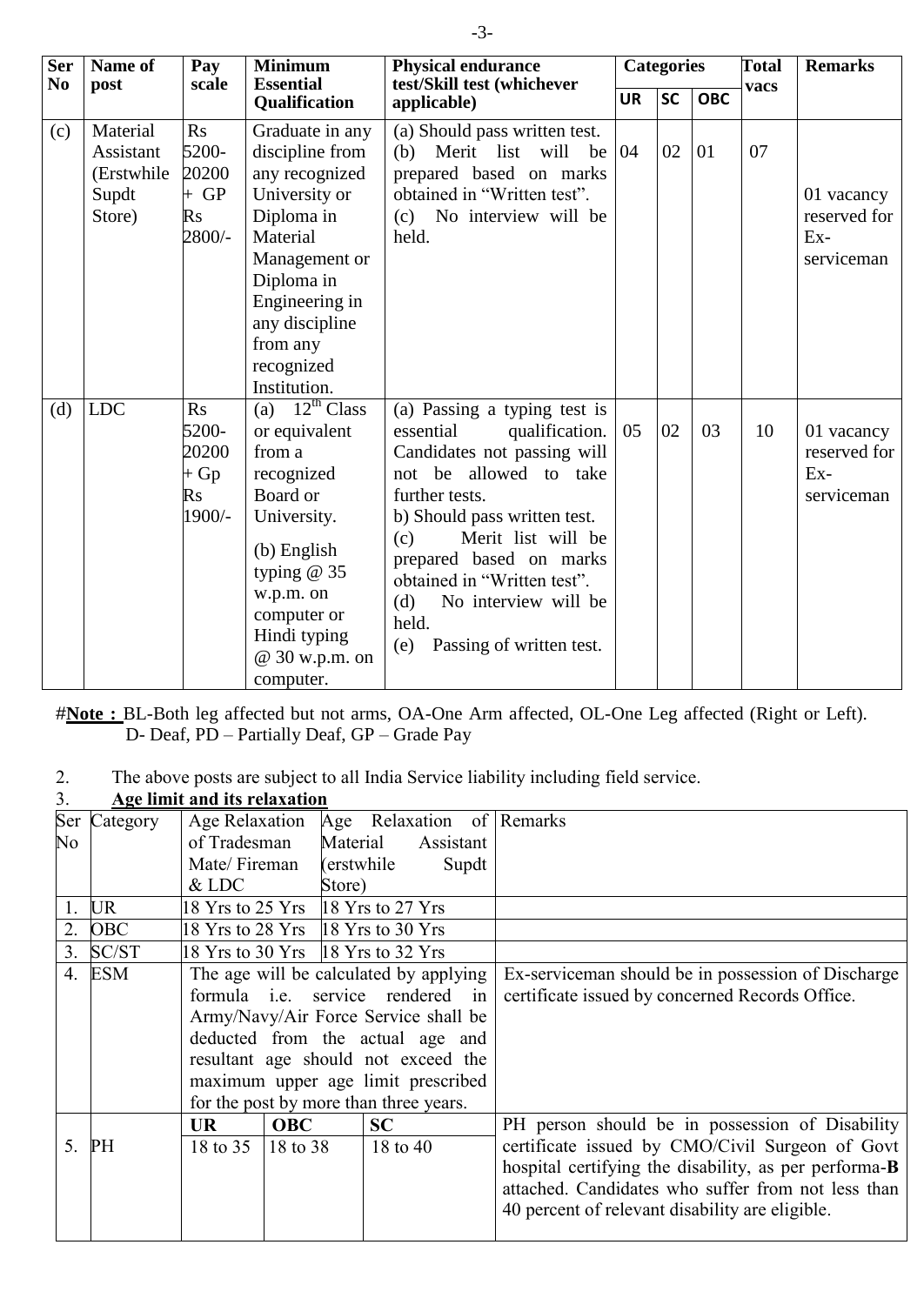| Ser No | Name of post | Pay scale | Minimum Essential Qualification | Physical endurance test/Skill test (whichever applicable) | Categories | | | Total vacs | Remarks |
|---|---|---|---|---|---|---|---|---|---|
| | | | | | UR | SC | OBC | | |
| (c) | Material Assistant (Erstwhile Supdt Store) | Rs 5200-20200 + GP Rs 2800/- | Graduate in any discipline from any recognized University or Diploma in Material Management or Diploma in Engineering in any discipline from any recognized Institution. | (a) Should pass written test. (b) Merit list will be prepared based on marks obtained in "Written test". (c) No interview will be held. | 04 | 02 | 01 | 07 | 01 vacancy reserved for Ex-serviceman |
| (d) | LDC | Rs 5200-20200 + Gp Rs 1900/- | (a) 12th Class or equivalent from a recognized Board or University. (b) English typing @ 35 w.p.m. on computer or Hindi typing @ 30 w.p.m. on computer. | (a) Passing a typing test is essential qualification. Candidates not passing will not be allowed to take further tests. b) Should pass written test. (c) Merit list will be prepared based on marks obtained in "Written test". (d) No interview will be held. (e) Passing of written test. | 05 | 02 | 03 | 10 | 01 vacancy reserved for Ex-serviceman |

#**Note :** BL-Both leg affected but not arms, OA-One Arm affected, OL-One Leg affected (Right or Left). D- Deaf, PD – Partially Deaf, GP – Grade Pay

2. The above posts are subject to all India Service liability including field service.

3. **Age limit and its relaxation**

| Ser No | Category | Age Relaxation of Tradesman Mate/ Fireman & LDC | | Age Relaxation of Material Assistant (erstwhile Supdt Store) | Remarks |
|---|---|---|---|---|---|
| 1. | UR | 18 Yrs to 25 Yrs | | 18 Yrs to 27 Yrs | |
| 2. | OBC | 18 Yrs to 28 Yrs | | 18 Yrs to 30 Yrs | |
| 3. | SC/ST | 18 Yrs to 30 Yrs | | 18 Yrs to 32 Yrs | |
| 4. | ESM | The age will be calculated by applying formula i.e. service rendered in Army/Navy/Air Force Service shall be deducted from the actual age and resultant age should not exceed the maximum upper age limit prescribed for the post by more than three years. | | | Ex-serviceman should be in possession of Discharge certificate issued by concerned Records Office. |
| 5. | PH | UR: 18 to 35 | OBC: 18 to 38 | SC: 18 to 40 | PH person should be in possession of Disability certificate issued by CMO/Civil Surgeon of Govt hospital certifying the disability, as per performa-**B** attached. Candidates who suffer from not less than 40 percent of relevant disability are eligible. |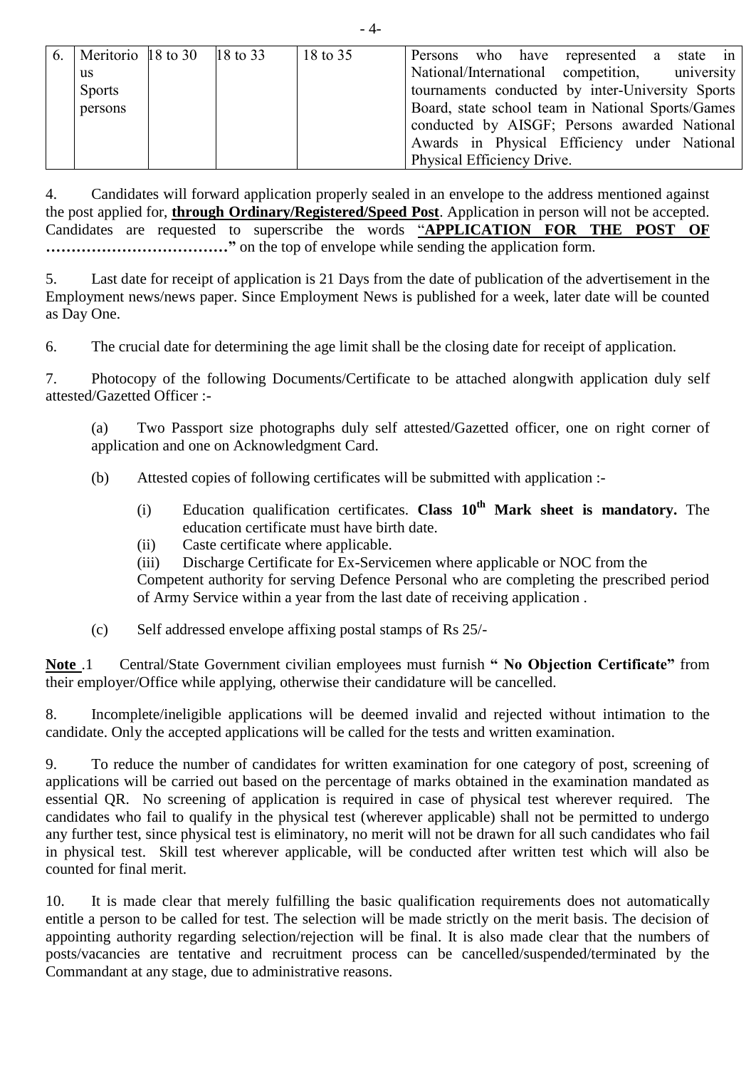| 6. | Meritorious Sports persons | 18 to 30 | 18 to 33 | 18 to 35 | Persons who have represented a state in National/International competition, university tournaments conducted by inter-University Sports Board, state school team in National Sports/Games conducted by AISGF; Persons awarded National Awards in Physical Efficiency under National Physical Efficiency Drive. |
|---|---|---|---|---|---|

4. Candidates will forward application properly sealed in an envelope to the address mentioned against the post applied for, **through Ordinary/Registered/Speed Post**. Application in person will not be accepted. Candidates are requested to superscribe the words "**APPLICATION FOR THE POST OF ………………………………**" on the top of envelope while sending the application form.

5. Last date for receipt of application is 21 Days from the date of publication of the advertisement in the Employment news/news paper. Since Employment News is published for a week, later date will be counted as Day One.

6. The crucial date for determining the age limit shall be the closing date for receipt of application.

7. Photocopy of the following Documents/Certificate to be attached alongwith application duly self attested/Gazetted Officer :-

(a) Two Passport size photographs duly self attested/Gazetted officer, one on right corner of application and one on Acknowledgment Card.

(b) Attested copies of following certificates will be submitted with application :-

(i) Education qualification certificates. **Class 10th Mark sheet is mandatory.** The education certificate must have birth date.

(ii) Caste certificate where applicable.

(iii) Discharge Certificate for Ex-Servicemen where applicable or NOC from the Competent authority for serving Defence Personal who are completing the prescribed period of Army Service within a year from the last date of receiving application .

(c) Self addressed envelope affixing postal stamps of Rs 25/-

**Note** .1 Central/State Government civilian employees must furnish **" No Objection Certificate"** from their employer/Office while applying, otherwise their candidature will be cancelled.

8. Incomplete/ineligible applications will be deemed invalid and rejected without intimation to the candidate. Only the accepted applications will be called for the tests and written examination.

9. To reduce the number of candidates for written examination for one category of post, screening of applications will be carried out based on the percentage of marks obtained in the examination mandated as essential QR. No screening of application is required in case of physical test wherever required. The candidates who fail to qualify in the physical test (wherever applicable) shall not be permitted to undergo any further test, since physical test is eliminatory, no merit will not be drawn for all such candidates who fail in physical test. Skill test wherever applicable, will be conducted after written test which will also be counted for final merit.

10. It is made clear that merely fulfilling the basic qualification requirements does not automatically entitle a person to be called for test. The selection will be made strictly on the merit basis. The decision of appointing authority regarding selection/rejection will be final. It is also made clear that the numbers of posts/vacancies are tentative and recruitment process can be cancelled/suspended/terminated by the Commandant at any stage, due to administrative reasons.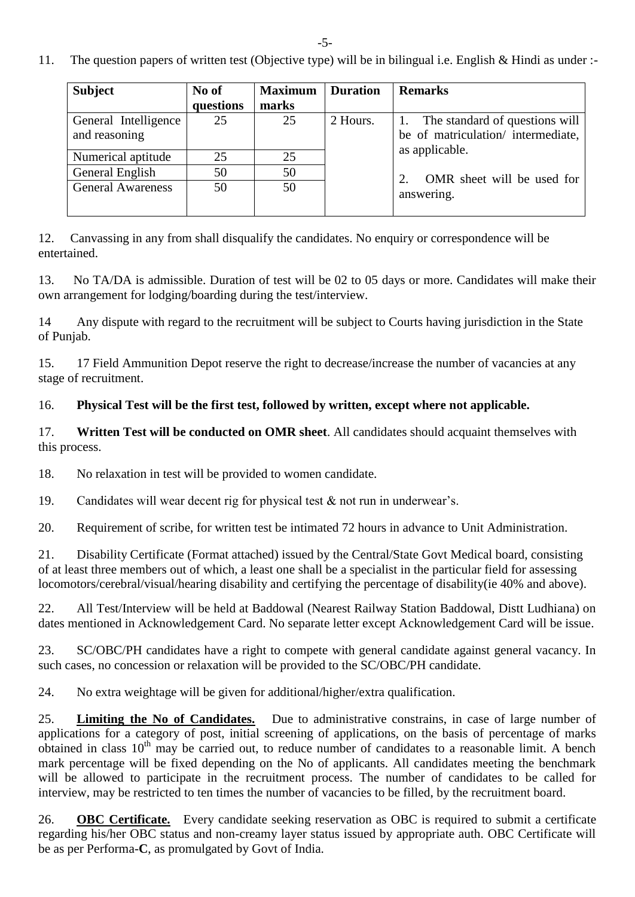11. The question papers of written test (Objective type) will be in bilingual i.e. English & Hindi as under :-

| Subject | No of questions | Maximum marks | Duration | Remarks |
|---|---|---|---|---|
| General Intelligence and reasoning | 25 | 25 | 2 Hours. | 1. The standard of questions will be of matriculation/ intermediate, as applicable. |
| Numerical aptitude | 25 | 25 | | |
| General English | 50 | 50 | | 2. OMR sheet will be used for answering. |
| General Awareness | 50 | 50 | | |

12. Canvassing in any from shall disqualify the candidates. No enquiry or correspondence will be entertained.

13. No TA/DA is admissible. Duration of test will be 02 to 05 days or more. Candidates will make their own arrangement for lodging/boarding during the test/interview.

14 Any dispute with regard to the recruitment will be subject to Courts having jurisdiction in the State of Punjab.

15. 17 Field Ammunition Depot reserve the right to decrease/increase the number of vacancies at any stage of recruitment.

16. **Physical Test will be the first test, followed by written, except where not applicable.**

17. **Written Test will be conducted on OMR sheet**. All candidates should acquaint themselves with this process.

18. No relaxation in test will be provided to women candidate.

19. Candidates will wear decent rig for physical test & not run in underwear's.

20. Requirement of scribe, for written test be intimated 72 hours in advance to Unit Administration.

21. Disability Certificate (Format attached) issued by the Central/State Govt Medical board, consisting of at least three members out of which, a least one shall be a specialist in the particular field for assessing locomotors/cerebral/visual/hearing disability and certifying the percentage of disability(ie 40% and above).

22. All Test/Interview will be held at Baddowal (Nearest Railway Station Baddowal, Distt Ludhiana) on dates mentioned in Acknowledgement Card. No separate letter except Acknowledgement Card will be issue.

23. SC/OBC/PH candidates have a right to compete with general candidate against general vacancy. In such cases, no concession or relaxation will be provided to the SC/OBC/PH candidate.

24. No extra weightage will be given for additional/higher/extra qualification.

25. **Limiting the No of Candidates.** Due to administrative constrains, in case of large number of applications for a category of post, initial screening of applications, on the basis of percentage of marks obtained in class 10th may be carried out, to reduce number of candidates to a reasonable limit. A bench mark percentage will be fixed depending on the No of applicants. All candidates meeting the benchmark will be allowed to participate in the recruitment process. The number of candidates to be called for interview, may be restricted to ten times the number of vacancies to be filled, by the recruitment board.

26. **OBC Certificate.** Every candidate seeking reservation as OBC is required to submit a certificate regarding his/her OBC status and non-creamy layer status issued by appropriate auth. OBC Certificate will be as per Performa-**C**, as promulgated by Govt of India.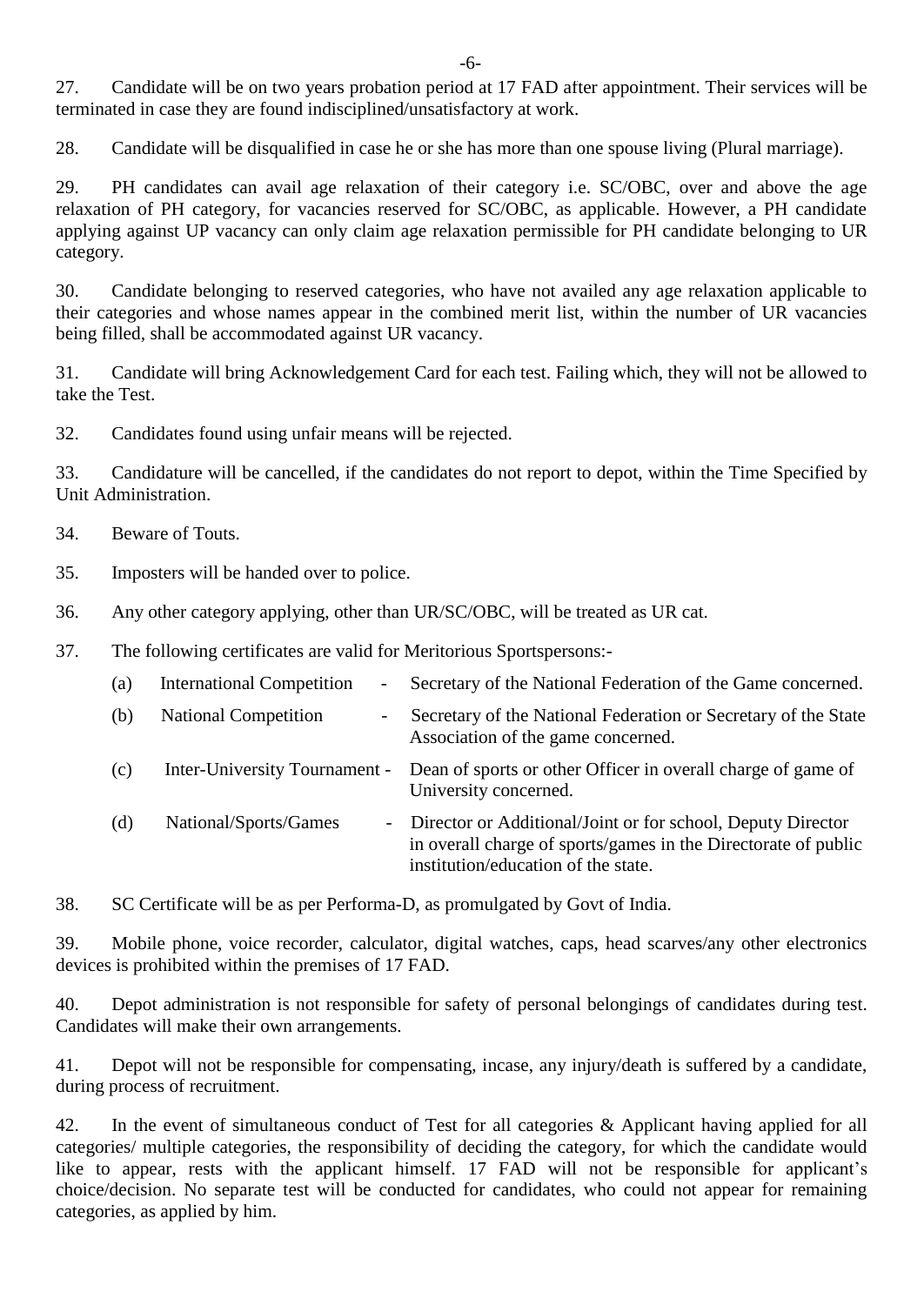27. Candidate will be on two years probation period at 17 FAD after appointment. Their services will be terminated in case they are found indisciplined/unsatisfactory at work.

28. Candidate will be disqualified in case he or she has more than one spouse living (Plural marriage).

29. PH candidates can avail age relaxation of their category i.e. SC/OBC, over and above the age relaxation of PH category, for vacancies reserved for SC/OBC, as applicable. However, a PH candidate applying against UP vacancy can only claim age relaxation permissible for PH candidate belonging to UR category.

30. Candidate belonging to reserved categories, who have not availed any age relaxation applicable to their categories and whose names appear in the combined merit list, within the number of UR vacancies being filled, shall be accommodated against UR vacancy.

31. Candidate will bring Acknowledgement Card for each test. Failing which, they will not be allowed to take the Test.

32. Candidates found using unfair means will be rejected.

33. Candidature will be cancelled, if the candidates do not report to depot, within the Time Specified by Unit Administration.

34. Beware of Touts.

35. Imposters will be handed over to police.

36. Any other category applying, other than UR/SC/OBC, will be treated as UR cat.

37. The following certificates are valid for Meritorious Sportspersons:-

(a) International Competition - Secretary of the National Federation of the Game concerned.

(b) National Competition - Secretary of the National Federation or Secretary of the State Association of the game concerned.

(c) Inter-University Tournament - Dean of sports or other Officer in overall charge of game of University concerned.

(d) National/Sports/Games - Director or Additional/Joint or for school, Deputy Director in overall charge of sports/games in the Directorate of public institution/education of the state.

38. SC Certificate will be as per Performa-D, as promulgated by Govt of India.

39. Mobile phone, voice recorder, calculator, digital watches, caps, head scarves/any other electronics devices is prohibited within the premises of 17 FAD.

40. Depot administration is not responsible for safety of personal belongings of candidates during test. Candidates will make their own arrangements.

41. Depot will not be responsible for compensating, incase, any injury/death is suffered by a candidate, during process of recruitment.

42. In the event of simultaneous conduct of Test for all categories & Applicant having applied for all categories/ multiple categories, the responsibility of deciding the category, for which the candidate would like to appear, rests with the applicant himself. 17 FAD will not be responsible for applicant's choice/decision. No separate test will be conducted for candidates, who could not appear for remaining categories, as applied by him.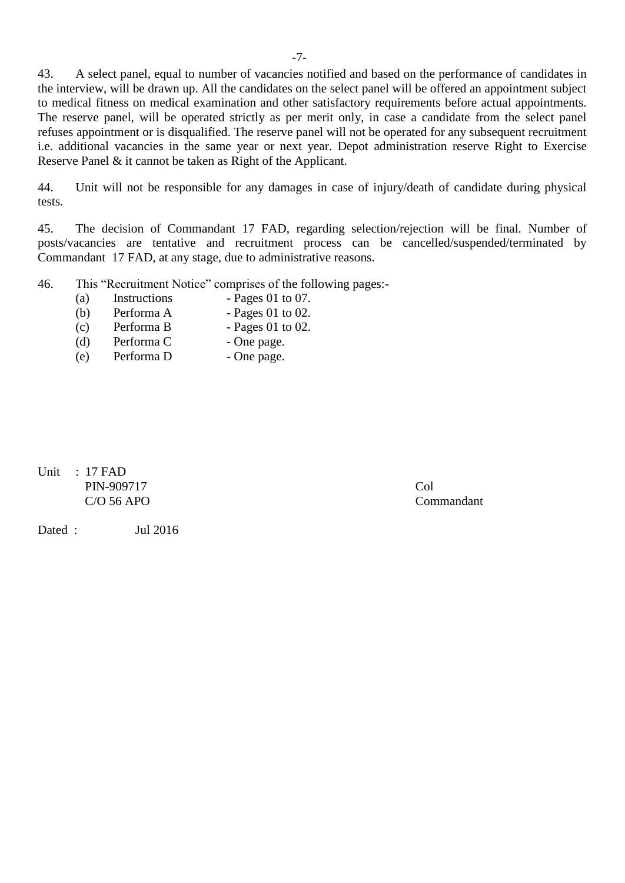43. A select panel, equal to number of vacancies notified and based on the performance of candidates in the interview, will be drawn up. All the candidates on the select panel will be offered an appointment subject to medical fitness on medical examination and other satisfactory requirements before actual appointments. The reserve panel, will be operated strictly as per merit only, in case a candidate from the select panel refuses appointment or is disqualified. The reserve panel will not be operated for any subsequent recruitment i.e. additional vacancies in the same year or next year. Depot administration reserve Right to Exercise Reserve Panel & it cannot be taken as Right of the Applicant.

44. Unit will not be responsible for any damages in case of injury/death of candidate during physical tests.

45. The decision of Commandant 17 FAD, regarding selection/rejection will be final. Number of posts/vacancies are tentative and recruitment process can be cancelled/suspended/terminated by Commandant 17 FAD, at any stage, due to administrative reasons.

46. This "Recruitment Notice" comprises of the following pages:-

(a) Instructions - Pages 01 to 07.
(b) Performa A - Pages 01 to 02.
(c) Performa B - Pages 01 to 02.
(d) Performa C - One page.
(e) Performa D - One page.

Unit : 17 FAD
PIN-909717
C/O 56 APO

Col
Commandant

Dated : Jul 2016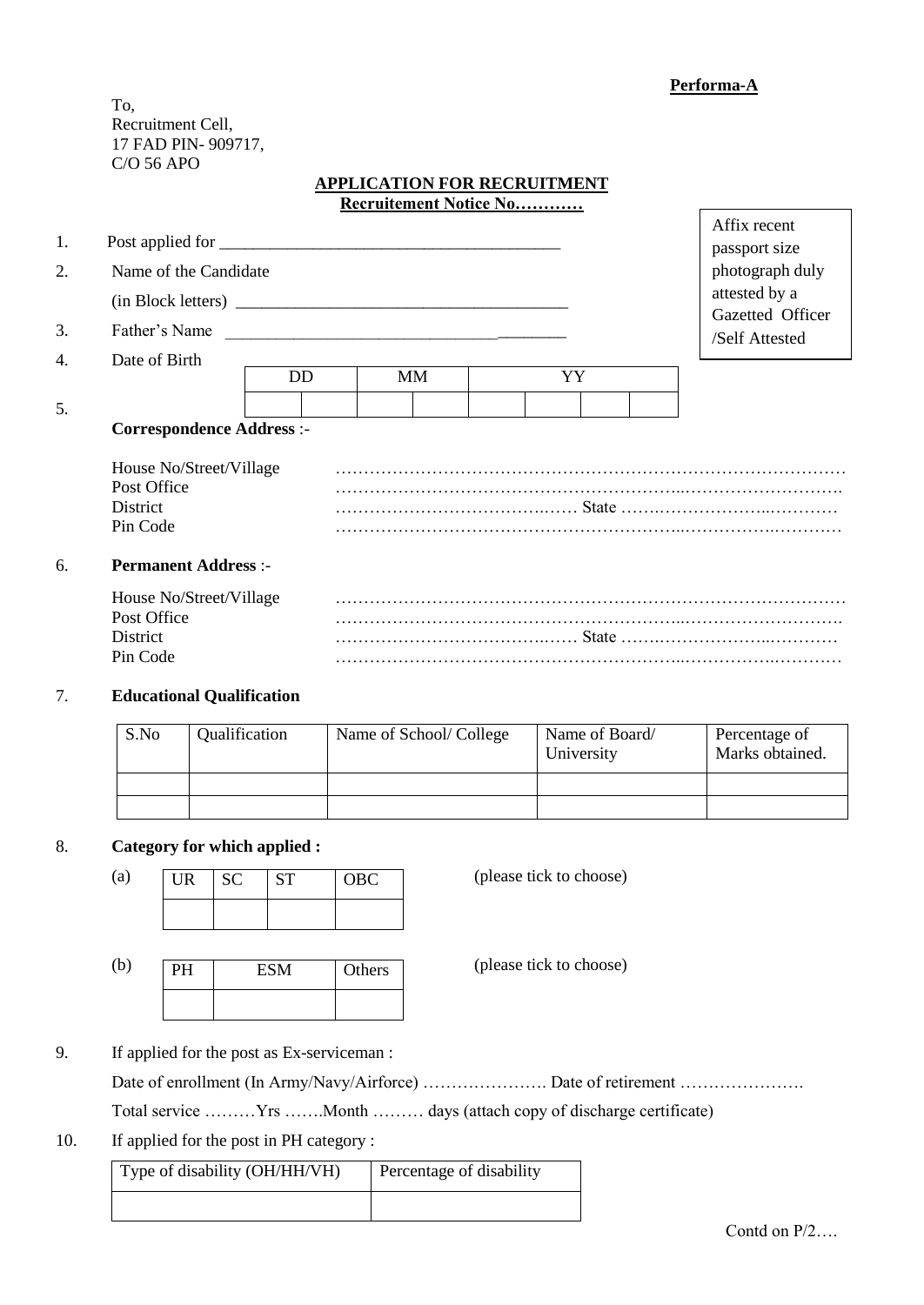**Performa-A**

To,
Recruitment Cell,
17 FAD PIN- 909717,
C/O 56 APO

**APPLICATION FOR RECRUITMENT**

**Recruitement Notice No…………**

Affix recent passport size photograph duly attested by a Gazetted Officer /Self Attested

1. Post applied for ________________________________________
2. Name of the Candidate

   (in Block letters) ______________________________________
3. Father's Name ______________________________________
4. Date of Birth

| DD | | MM | | YY | | | |
|---|---|---|---|---|---|---|---|
| | | | | | | | |

5. **Correspondence Address** :-

   House No/Street/Village ……………………………………………………………………………
   Post Office ……………………………………………………………………………
   District ……………………………… State ……………………………
   Pin Code ……………………………………………………………………………

6. **Permanent Address** :-

   House No/Street/Village ……………………………………………………………………………
   Post Office ……………………………………………………………………………
   District ……………………………… State ……………………………
   Pin Code ……………………………………………………………………………

7. **Educational Qualification**

| S.No | Qualification | Name of School/ College | Name of Board/ University | Percentage of Marks obtained. |
|---|---|---|---|---|
| | | | | |
| | | | | |

8. **Category for which applied :**

(a) (please tick to choose)

| UR | SC | ST | OBC |
|---|---|---|---|
| | | | |

(b) (please tick to choose)

| PH | ESM | Others |
|---|---|---|
| | | |

9. If applied for the post as Ex-serviceman :

   Date of enrollment (In Army/Navy/Airforce) …………………. Date of retirement ………………….

   Total service ………Yrs …….Month ……… days (attach copy of discharge certificate)

10. If applied for the post in PH category :

| Type of disability (OH/HH/VH) | Percentage of disability |
|---|---|
| | |

Contd on P/2….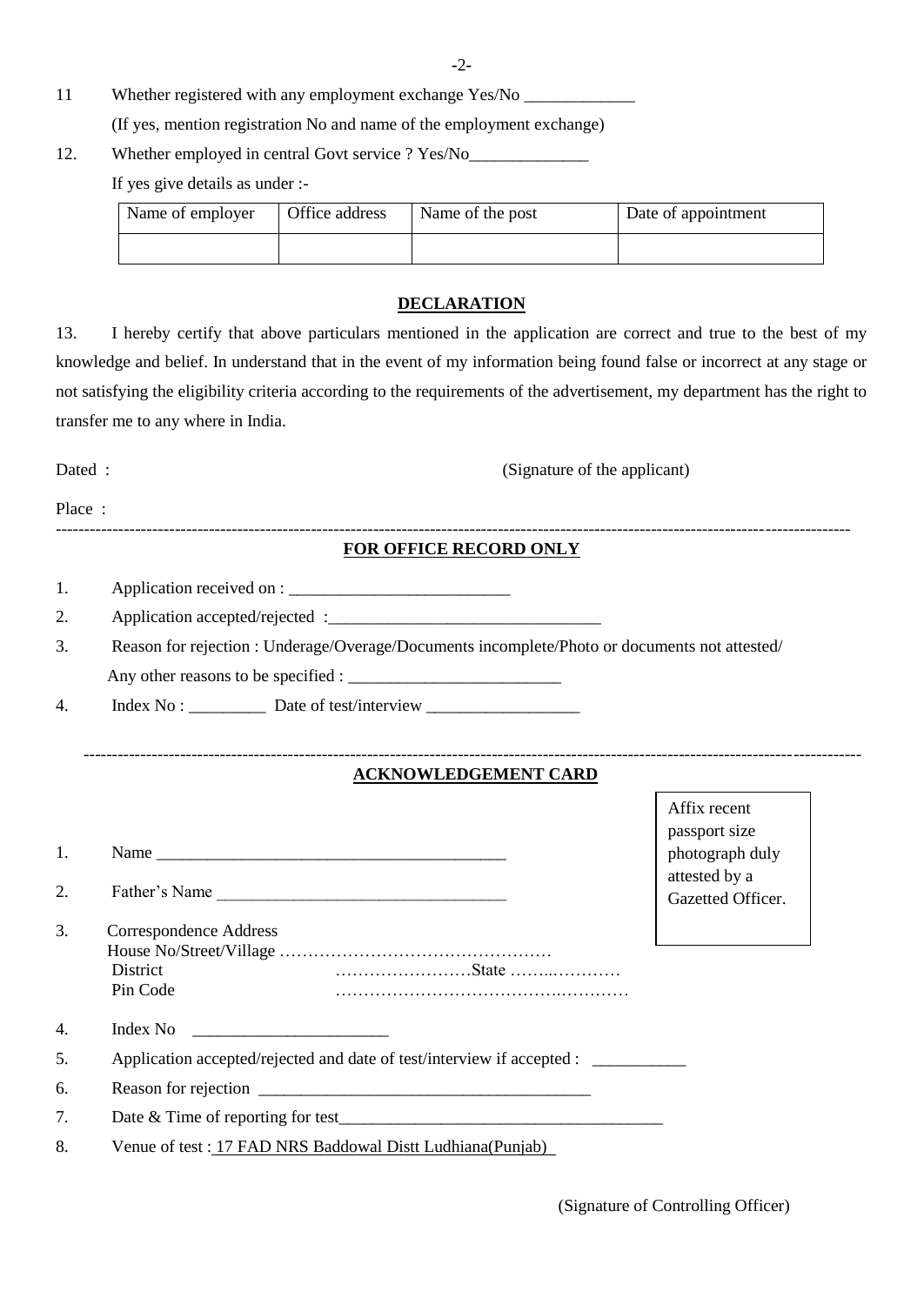11 Whether registered with any employment exchange Yes/No _____________

(If yes, mention registration No and name of the employment exchange)

12. Whether employed in central Govt service ? Yes/No______________

If yes give details as under :-

| Name of employer | Office address | Name of the post | Date of appointment |
|---|---|---|---|
| | | | |

**DECLARATION**

13. I hereby certify that above particulars mentioned in the application are correct and true to the best of my knowledge and belief. In understand that in the event of my information being found false or incorrect at any stage or not satisfying the eligibility criteria according to the requirements of the advertisement, my department has the right to transfer me to any where in India.

Dated :

(Signature of the applicant)

Place :

---

**FOR OFFICE RECORD ONLY**

1. Application received on : __________________________
2. Application accepted/rejected :________________________________
3. Reason for rejection : Underage/Overage/Documents incomplete/Photo or documents not attested/ Any other reasons to be specified : _________________________
4. Index No : _________ Date of test/interview __________________

---

**ACKNOWLEDGEMENT CARD**

Affix recent passport size photograph duly attested by a Gazetted Officer.

1. Name __________________________________________
2. Father's Name __________________________________
3. Correspondence Address
   House No/Street/Village …………………………………………
   District ……………………State ……..…………
   Pin Code ………………………………….…………
4. Index No _______________________
5. Application accepted/rejected and date of test/interview if accepted : ___________
6. Reason for rejection _______________________________________
7. Date & Time of reporting for test______________________________________
8. Venue of test : 17 FAD NRS Baddowal Distt Ludhiana(Punjab)

(Signature of Controlling Officer)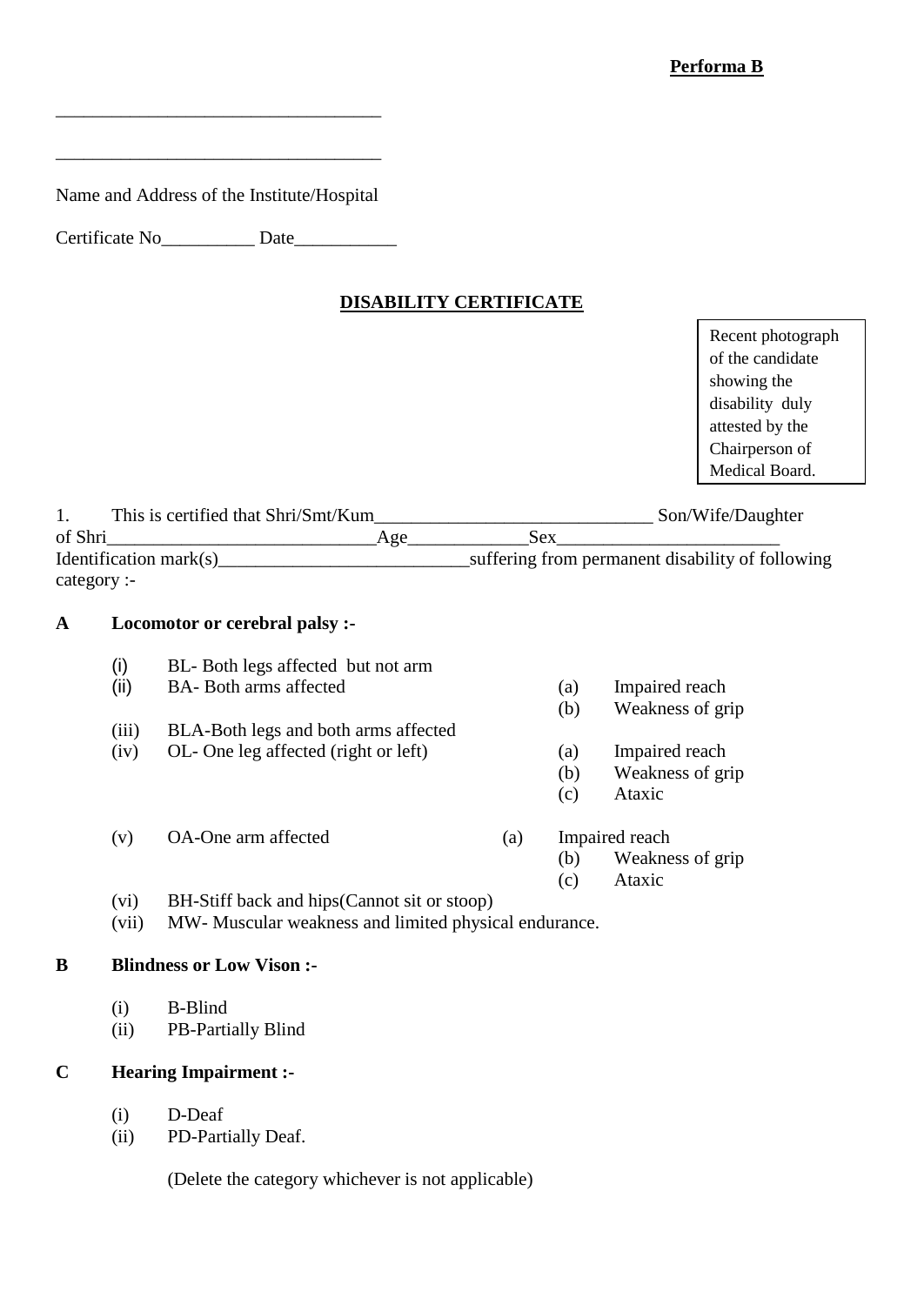**Performa B**

___________________________________

___________________________________

Name and Address of the Institute/Hospital

Certificate No__________ Date___________

## DISABILITY CERTIFICATE

| Recent photograph of the candidate showing the disability duly attested by the Chairperson of Medical Board. |
|---|

1. This is certified that Shri/Smt/Kum______________________________ Son/Wife/Daughter of Shri____________________________Age_____________Sex________________________ Identification mark(s)__________________________suffering from permanent disability of following category :-

**A Locomotor or cerebral palsy :-**

- (i) BL- Both legs affected but not arm
- (ii) BA- Both arms affected
  - (a) Impaired reach
  - (b) Weakness of grip
- (iii) BLA-Both legs and both arms affected
- (iv) OL- One leg affected (right or left)
  - (a) Impaired reach
  - (b) Weakness of grip
  - (c) Ataxic
- (v) OA-One arm affected
  - (a) Impaired reach
  - (b) Weakness of grip
  - (c) Ataxic
- (vi) BH-Stiff back and hips(Cannot sit or stoop)
- (vii) MW- Muscular weakness and limited physical endurance.

**B Blindness or Low Vison :-**

- (i) B-Blind
- (ii) PB-Partially Blind

**C Hearing Impairment :-**

- (i) D-Deaf
- (ii) PD-Partially Deaf.

(Delete the category whichever is not applicable)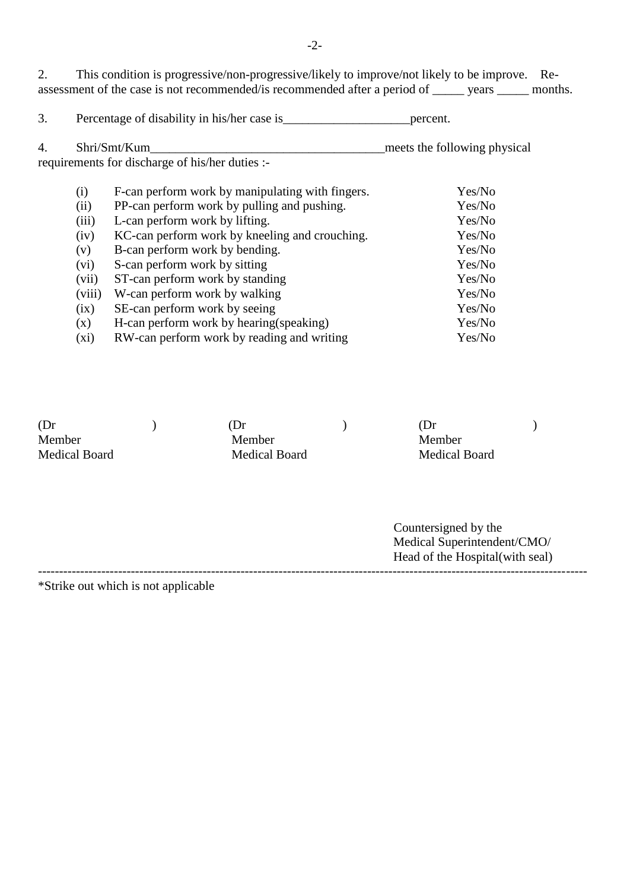2. This condition is progressive/non-progressive/likely to improve/not likely to be improve. Re-assessment of the case is not recommended/is recommended after a period of _____ years _____ months.

3. Percentage of disability in his/her case is____________________percent.

4. Shri/Smt/Kum______________________________________meets the following physical requirements for discharge of his/her duties :-

| | | |
|---|---|---|
| (i) | F-can perform work by manipulating with fingers. | Yes/No |
| (ii) | PP-can perform work by pulling and pushing. | Yes/No |
| (iii) | L-can perform work by lifting. | Yes/No |
| (iv) | KC-can perform work by kneeling and crouching. | Yes/No |
| (v) | B-can perform work by bending. | Yes/No |
| (vi) | S-can perform work by sitting | Yes/No |
| (vii) | ST-can perform work by standing | Yes/No |
| (viii) | W-can perform work by walking | Yes/No |
| (ix) | SE-can perform work by seeing | Yes/No |
| (x) | H-can perform work by hearing(speaking) | Yes/No |
| (xi) | RW-can perform work by reading and writing | Yes/No |

| | | |
|---|---|---|
| (Dr ) | (Dr ) | (Dr ) |
| Member | Member | Member |
| Medical Board | Medical Board | Medical Board |

Countersigned by the
Medical Superintendent/CMO/
Head of the Hospital(with seal)

---

*Strike out which is not applicable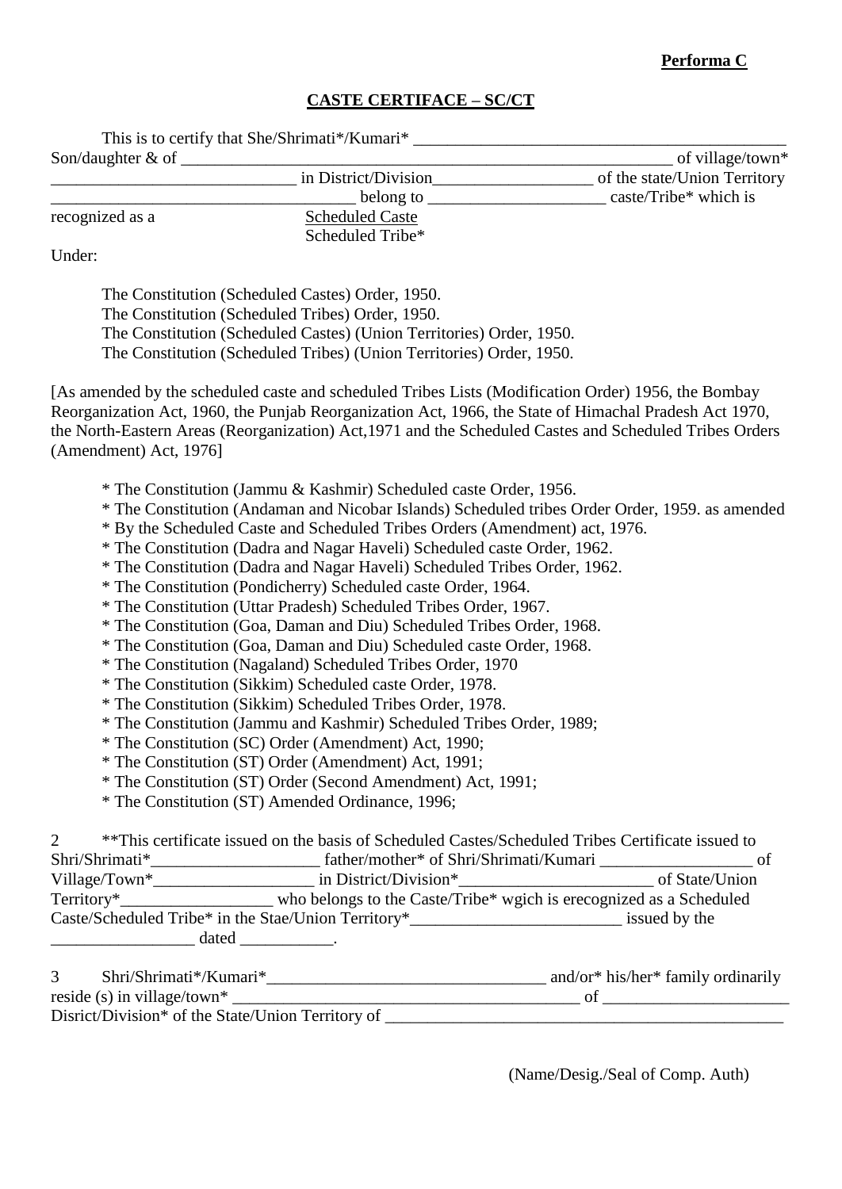**Performa C**

**CASTE CERTIFACE – SC/CT**

This is to certify that She/Shrimati*/Kumari* ___________________________________________ Son/daughter & of _________________________________________________________ of village/town* ____________________________ in District/Division__________________ of the state/Union Territory ___________________________________ belong to ____________________ caste/Tribe* which is recognized as a Scheduled Caste
Scheduled Tribe*

Under:

The Constitution (Scheduled Castes) Order, 1950.
The Constitution (Scheduled Tribes) Order, 1950.
The Constitution (Scheduled Castes) (Union Territories) Order, 1950.
The Constitution (Scheduled Tribes) (Union Territories) Order, 1950.

[As amended by the scheduled caste and scheduled Tribes Lists (Modification Order) 1956, the Bombay Reorganization Act, 1960, the Punjab Reorganization Act, 1966, the State of Himachal Pradesh Act 1970, the North-Eastern Areas (Reorganization) Act,1971 and the Scheduled Castes and Scheduled Tribes Orders (Amendment) Act, 1976]

* The Constitution (Jammu & Kashmir) Scheduled caste Order, 1956.
* The Constitution (Andaman and Nicobar Islands) Scheduled tribes Order Order, 1959. as amended
* By the Scheduled Caste and Scheduled Tribes Orders (Amendment) act, 1976.
* The Constitution (Dadra and Nagar Haveli) Scheduled caste Order, 1962.
* The Constitution (Dadra and Nagar Haveli) Scheduled Tribes Order, 1962.
* The Constitution (Pondicherry) Scheduled caste Order, 1964.
* The Constitution (Uttar Pradesh) Scheduled Tribes Order, 1967.
* The Constitution (Goa, Daman and Diu) Scheduled Tribes Order, 1968.
* The Constitution (Goa, Daman and Diu) Scheduled caste Order, 1968.
* The Constitution (Nagaland) Scheduled Tribes Order, 1970
* The Constitution (Sikkim) Scheduled caste Order, 1978.
* The Constitution (Sikkim) Scheduled Tribes Order, 1978.
* The Constitution (Jammu and Kashmir) Scheduled Tribes Order, 1989;
* The Constitution (SC) Order (Amendment) Act, 1990;
* The Constitution (ST) Order (Amendment) Act, 1991;
* The Constitution (ST) Order (Second Amendment) Act, 1991;
* The Constitution (ST) Amended Ordinance, 1996;

2 **This certificate issued on the basis of Scheduled Castes/Scheduled Tribes Certificate issued to Shri/Shrimati*____________________ father/mother* of Shri/Shrimati/Kumari __________________ of Village/Town*___________________ in District/Division*_______________________ of State/Union Territory*_________________ who belongs to the Caste/Tribe* wgich is erecognized as a Scheduled Caste/Scheduled Tribe* in the Stae/Union Territory*_________________________ issued by the _________________ dated ___________.

3 Shri/Shrimati*/Kumari*_________________________________ and/or* his/her* family ordinarily reside (s) in village/town* ________________________________________ of ______________________ Disrict/Division* of the State/Union Territory of ________________________________________________

(Name/Desig./Seal of Comp. Auth)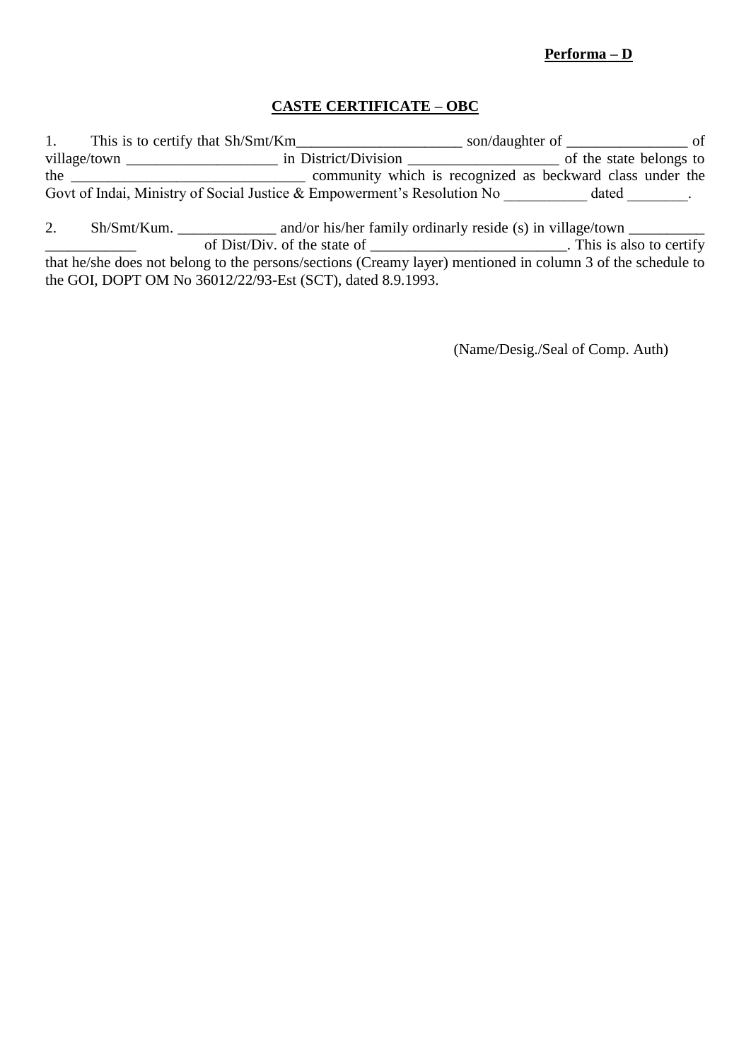**Performa – D**

**CASTE CERTIFICATE – OBC**

1. This is to certify that Sh/Smt/Km_____________________ son/daughter of _______________ of village/town ___________________ in District/Division ___________________ of the state belongs to the _____________________________ community which is recognized as beckward class under the Govt of Indai, Ministry of Social Justice & Empowerment's Resolution No __________ dated ________.

2. Sh/Smt/Kum. ____________ and/or his/her family ordinarily reside (s) in village/town __________ ___________ of Dist/Div. of the state of _________________________. This is also to certify that he/she does not belong to the persons/sections (Creamy layer) mentioned in column 3 of the schedule to the GOI, DOPT OM No 36012/22/93-Est (SCT), dated 8.9.1993.

(Name/Desig./Seal of Comp. Auth)